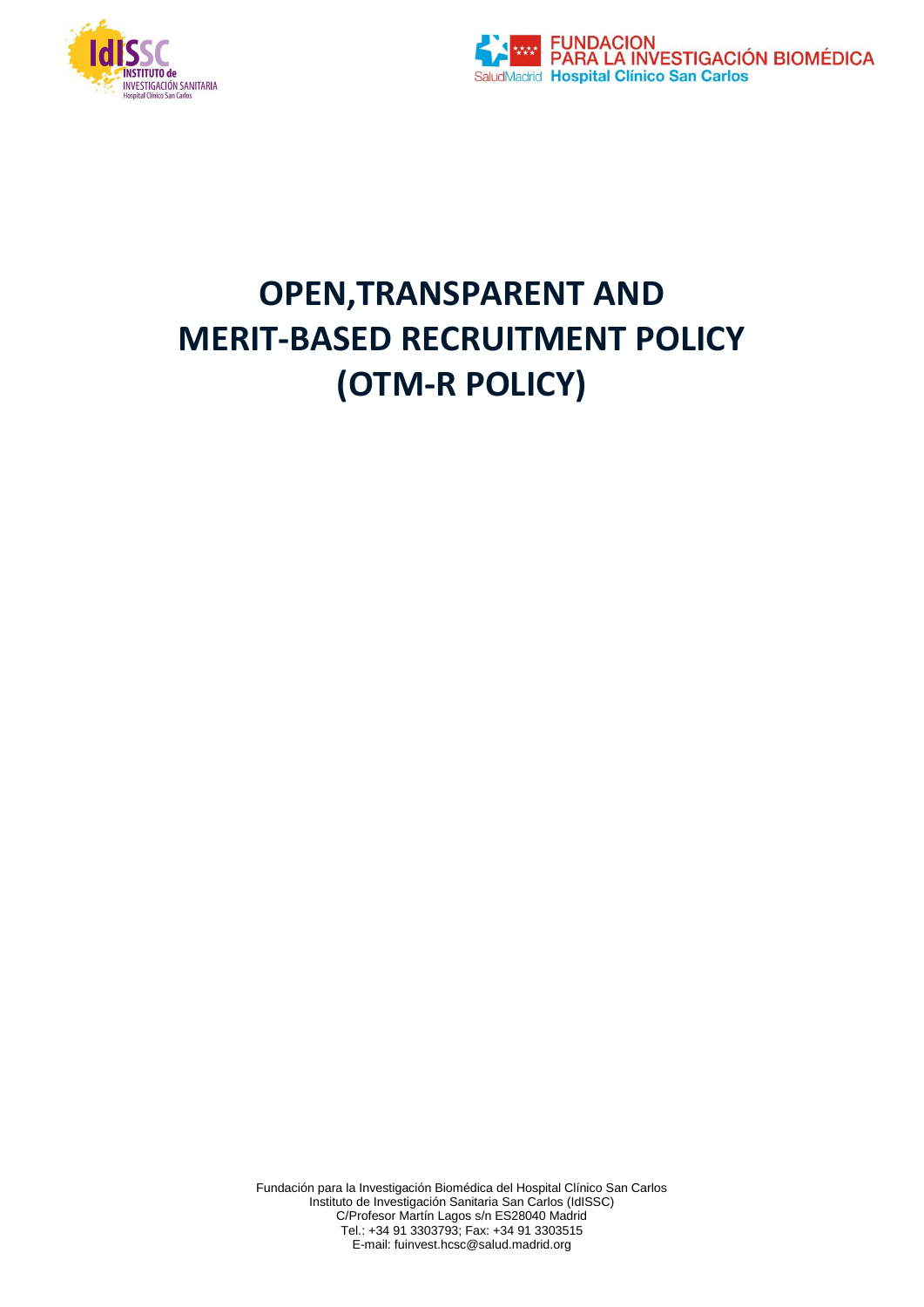# OPEN,TRANSPARENT AND MERIT-BASED RECRUITMENT POLICY (OTM-R POLICY)

Fundación para la Investigación Biomédica del Hospital Clínico San Carlos
Instituto de Investigación Sanitaria San Carlos (IdISSC)
C/Profesor Martín Lagos s/n ES28040 Madrid
Tel.: +34 91 3303793; Fax: +34 91 3303515
E-mail: fuinvest.hcsc@salud.madrid.org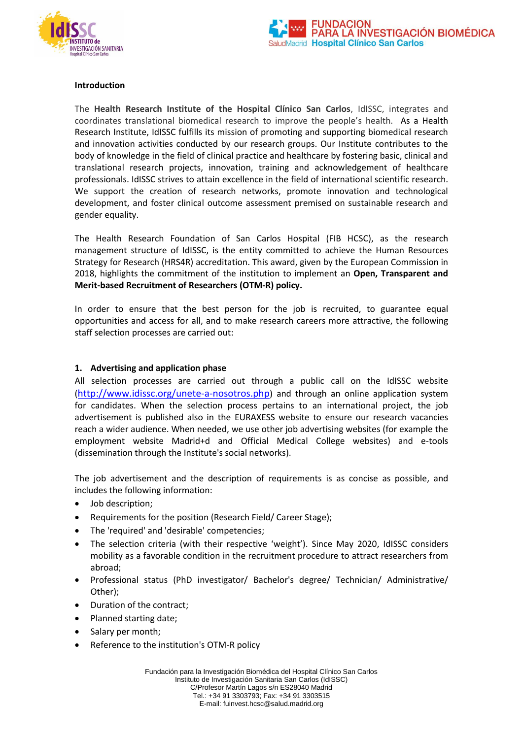**Introduction**

The **Health Research Institute of the Hospital Clínico San Carlos**, IdISSC, integrates and coordinates translational biomedical research to improve the people's health. As a Health Research Institute, IdISSC fulfills its mission of promoting and supporting biomedical research and innovation activities conducted by our research groups. Our Institute contributes to the body of knowledge in the field of clinical practice and healthcare by fostering basic, clinical and translational research projects, innovation, training and acknowledgement of healthcare professionals. IdISSC strives to attain excellence in the field of international scientific research. We support the creation of research networks, promote innovation and technological development, and foster clinical outcome assessment premised on sustainable research and gender equality.

The Health Research Foundation of San Carlos Hospital (FIB HCSC), as the research management structure of IdISSC, is the entity committed to achieve the Human Resources Strategy for Research (HRS4R) accreditation. This award, given by the European Commission in 2018, highlights the commitment of the institution to implement an **Open, Transparent and Merit-based Recruitment of Researchers (OTM-R) policy.**

In order to ensure that the best person for the job is recruited, to guarantee equal opportunities and access for all, and to make research careers more attractive, the following staff selection processes are carried out:

**1. Advertising and application phase**

All selection processes are carried out through a public call on the IdISSC website (http://www.idissc.org/unete-a-nosotros.php) and through an online application system for candidates. When the selection process pertains to an international project, the job advertisement is published also in the EURAXESS website to ensure our research vacancies reach a wider audience. When needed, we use other job advertising websites (for example the employment website Madrid+d and Official Medical College websites) and e-tools (dissemination through the Institute's social networks).

The job advertisement and the description of requirements is as concise as possible, and includes the following information:

- Job description;
- Requirements for the position (Research Field/ Career Stage);
- The 'required' and 'desirable' competencies;
- The selection criteria (with their respective 'weight'). Since May 2020, IdISSC considers mobility as a favorable condition in the recruitment procedure to attract researchers from abroad;
- Professional status (PhD investigator/ Bachelor's degree/ Technician/ Administrative/ Other);
- Duration of the contract;
- Planned starting date;
- Salary per month;
- Reference to the institution's OTM-R policy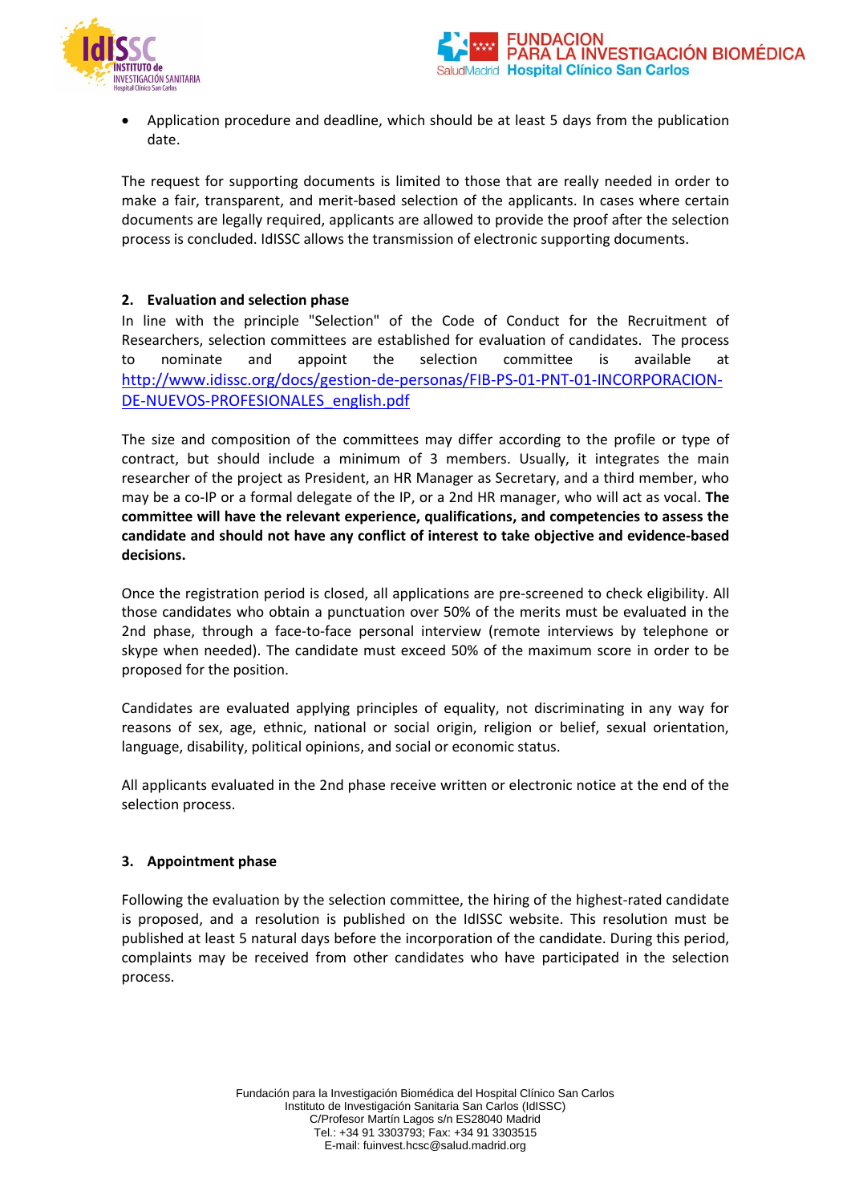- Application procedure and deadline, which should be at least 5 days from the publication date.

The request for supporting documents is limited to those that are really needed in order to make a fair, transparent, and merit-based selection of the applicants. In cases where certain documents are legally required, applicants are allowed to provide the proof after the selection process is concluded. IdISSC allows the transmission of electronic supporting documents.

## 2. Evaluation and selection phase

In line with the principle "Selection" of the Code of Conduct for the Recruitment of Researchers, selection committees are established for evaluation of candidates. The process to nominate and appoint the selection committee is available at http://www.idissc.org/docs/gestion-de-personas/FIB-PS-01-PNT-01-INCORPORACION-DE-NUEVOS-PROFESIONALES_english.pdf

The size and composition of the committees may differ according to the profile or type of contract, but should include a minimum of 3 members. Usually, it integrates the main researcher of the project as President, an HR Manager as Secretary, and a third member, who may be a co-IP or a formal delegate of the IP, or a 2nd HR manager, who will act as vocal. **The committee will have the relevant experience, qualifications, and competencies to assess the candidate and should not have any conflict of interest to take objective and evidence-based decisions.**

Once the registration period is closed, all applications are pre-screened to check eligibility. All those candidates who obtain a punctuation over 50% of the merits must be evaluated in the 2nd phase, through a face-to-face personal interview (remote interviews by telephone or skype when needed). The candidate must exceed 50% of the maximum score in order to be proposed for the position.

Candidates are evaluated applying principles of equality, not discriminating in any way for reasons of sex, age, ethnic, national or social origin, religion or belief, sexual orientation, language, disability, political opinions, and social or economic status.

All applicants evaluated in the 2nd phase receive written or electronic notice at the end of the selection process.

## 3. Appointment phase

Following the evaluation by the selection committee, the hiring of the highest-rated candidate is proposed, and a resolution is published on the IdISSC website. This resolution must be published at least 5 natural days before the incorporation of the candidate. During this period, complaints may be received from other candidates who have participated in the selection process.